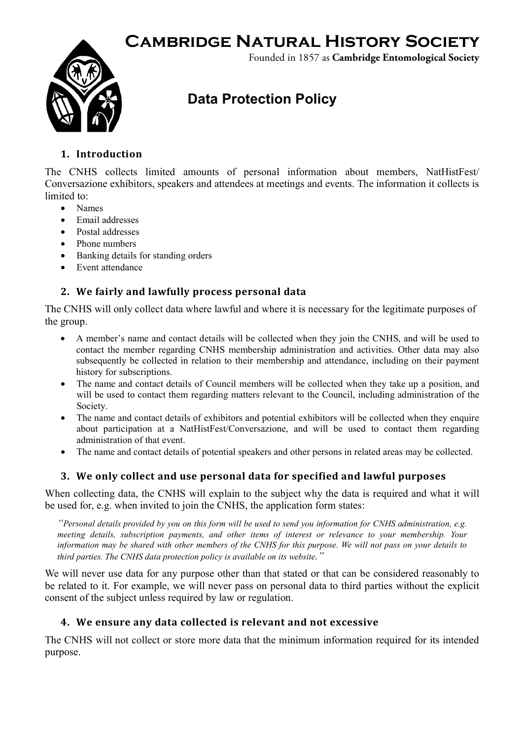# Cambridge Natural History Society

Founded in 1857 as **Cambridge Entomological Society**

## Data Protection Policy

### 1. Introduction

The CNHS collects limited amounts of personal information about members, NatHistFest/ Conversazione exhibitors, speakers and attendees at meetings and events. The information it collects is limited to:

- Names
- Email addresses
- Postal addresses
- Phone numbers
- Banking details for standing orders
- Event attendance

### 2. We fairly and lawfully process personal data

The CNHS will only collect data where lawful and where it is necessary for the legitimate purposes of the group.

- A member's name and contact details will be collected when they join the CNHS, and will be used to contact the member regarding CNHS membership administration and activities. Other data may also subsequently be collected in relation to their membership and attendance, including on their payment history for subscriptions.
- The name and contact details of Council members will be collected when they take up a position, and will be used to contact them regarding matters relevant to the Council, including administration of the Society.
- The name and contact details of exhibitors and potential exhibitors will be collected when they enquire about participation at a NatHistFest/Conversazione, and will be used to contact them regarding administration of that event.
- The name and contact details of potential speakers and other persons in related areas may be collected.

### 3. We only collect and use personal data for specified and lawful purposes

When collecting data, the CNHS will explain to the subject why the data is required and what it will be used for, e.g. when invited to join the CNHS, the application form states:

> *"Personal details provided by you on this form will be used to send you information for CNHS administration, e.g. meeting details, subscription payments, and other items of interest or relevance to your membership. Your information may be shared with other members of the CNHS for this purpose. We will not pass on your details to third parties. The CNHS data protection policy is available on its website."*

We will never use data for any purpose other than that stated or that can be considered reasonably to be related to it. For example, we will never pass on personal data to third parties without the explicit consent of the subject unless required by law or regulation.

### 4. We ensure any data collected is relevant and not excessive

The CNHS will not collect or store more data that the minimum information required for its intended purpose.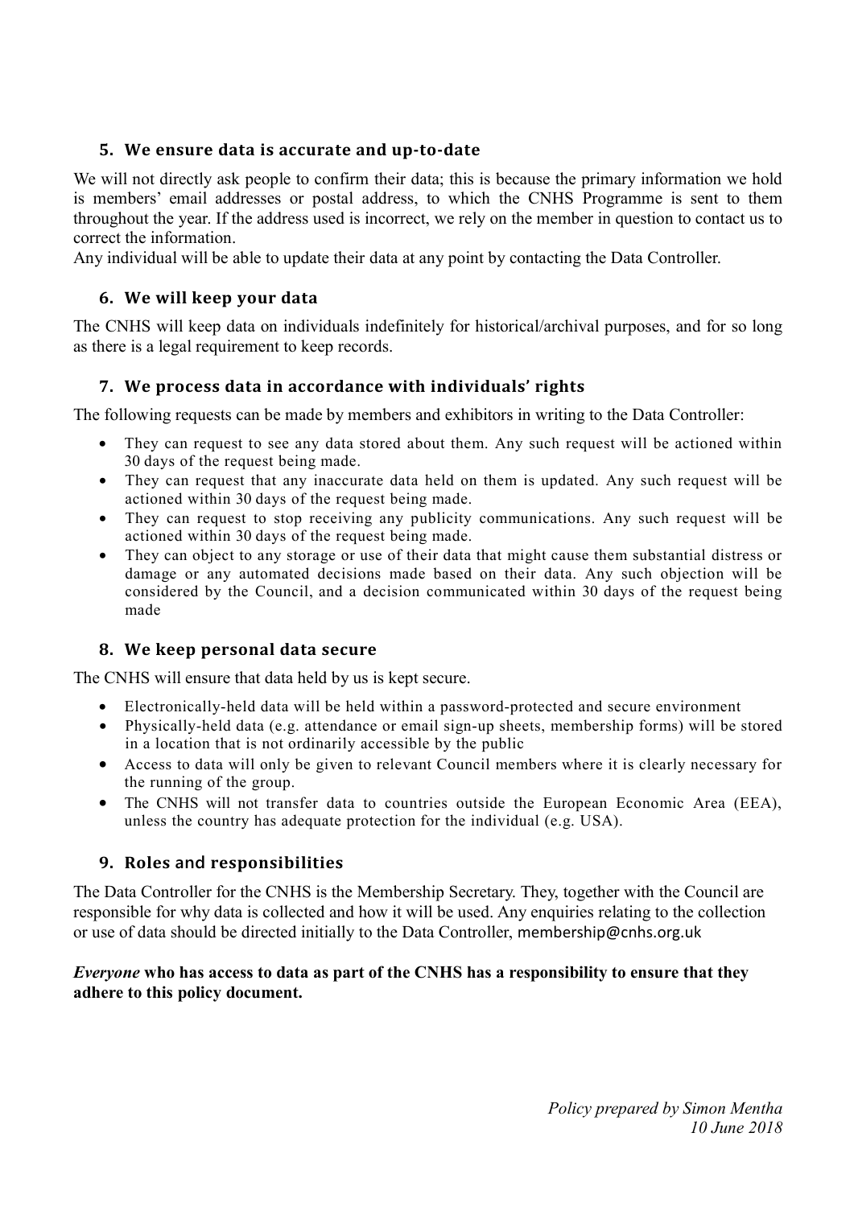## 5. We ensure data is accurate and up-to-date

We will not directly ask people to confirm their data; this is because the primary information we hold is members' email addresses or postal address, to which the CNHS Programme is sent to them throughout the year. If the address used is incorrect, we rely on the member in question to contact us to correct the information.

Any individual will be able to update their data at any point by contacting the Data Controller.

## 6. We will keep your data

The CNHS will keep data on individuals indefinitely for historical/archival purposes, and for so long as there is a legal requirement to keep records.

## 7. We process data in accordance with individuals' rights

The following requests can be made by members and exhibitors in writing to the Data Controller:

- They can request to see any data stored about them. Any such request will be actioned within 30 days of the request being made.
- They can request that any inaccurate data held on them is updated. Any such request will be actioned within 30 days of the request being made.
- They can request to stop receiving any publicity communications. Any such request will be actioned within 30 days of the request being made.
- They can object to any storage or use of their data that might cause them substantial distress or damage or any automated decisions made based on their data. Any such objection will be considered by the Council, and a decision communicated within 30 days of the request being made

## 8. We keep personal data secure

The CNHS will ensure that data held by us is kept secure.

- Electronically-held data will be held within a password-protected and secure environment
- Physically-held data (e.g. attendance or email sign-up sheets, membership forms) will be stored in a location that is not ordinarily accessible by the public
- Access to data will only be given to relevant Council members where it is clearly necessary for the running of the group.
- The CNHS will not transfer data to countries outside the European Economic Area (EEA), unless the country has adequate protection for the individual (e.g. USA).

## 9. Roles and responsibilities

The Data Controller for the CNHS is the Membership Secretary. They, together with the Council are responsible for why data is collected and how it will be used. Any enquiries relating to the collection or use of data should be directed initially to the Data Controller, membership@cnhs.org.uk

***Everyone* who has access to data as part of the CNHS has a responsibility to ensure that they adhere to this policy document.**

*Policy prepared by Simon Mentha*
*10 June 2018*